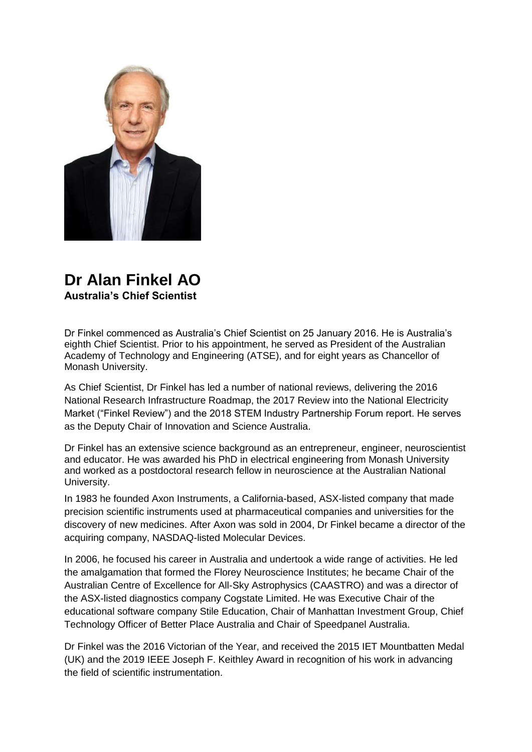# Dr Alan Finkel AO

**Australia's Chief Scientist**

Dr Finkel commenced as Australia's Chief Scientist on 25 January 2016. He is Australia's eighth Chief Scientist. Prior to his appointment, he served as President of the Australian Academy of Technology and Engineering (ATSE), and for eight years as Chancellor of Monash University.

As Chief Scientist, Dr Finkel has led a number of national reviews, delivering the 2016 National Research Infrastructure Roadmap, the 2017 Review into the National Electricity Market ("Finkel Review") and the 2018 STEM Industry Partnership Forum report. He serves as the Deputy Chair of Innovation and Science Australia.

Dr Finkel has an extensive science background as an entrepreneur, engineer, neuroscientist and educator. He was awarded his PhD in electrical engineering from Monash University and worked as a postdoctoral research fellow in neuroscience at the Australian National University.

In 1983 he founded Axon Instruments, a California-based, ASX-listed company that made precision scientific instruments used at pharmaceutical companies and universities for the discovery of new medicines. After Axon was sold in 2004, Dr Finkel became a director of the acquiring company, NASDAQ-listed Molecular Devices.

In 2006, he focused his career in Australia and undertook a wide range of activities. He led the amalgamation that formed the Florey Neuroscience Institutes; he became Chair of the Australian Centre of Excellence for All-Sky Astrophysics (CAASTRO) and was a director of the ASX-listed diagnostics company Cogstate Limited. He was Executive Chair of the educational software company Stile Education, Chair of Manhattan Investment Group, Chief Technology Officer of Better Place Australia and Chair of Speedpanel Australia.

Dr Finkel was the 2016 Victorian of the Year, and received the 2015 IET Mountbatten Medal (UK) and the 2019 IEEE Joseph F. Keithley Award in recognition of his work in advancing the field of scientific instrumentation.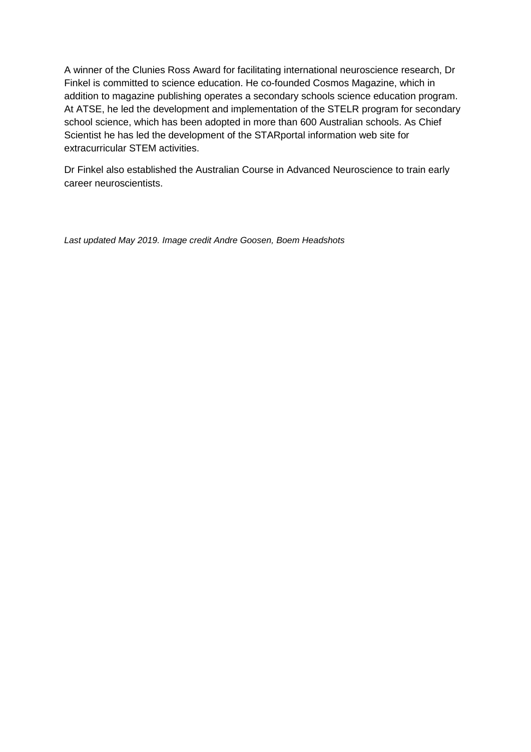A winner of the Clunies Ross Award for facilitating international neuroscience research, Dr Finkel is committed to science education. He co-founded Cosmos Magazine, which in addition to magazine publishing operates a secondary schools science education program. At ATSE, he led the development and implementation of the STELR program for secondary school science, which has been adopted in more than 600 Australian schools. As Chief Scientist he has led the development of the STARportal information web site for extracurricular STEM activities.

Dr Finkel also established the Australian Course in Advanced Neuroscience to train early career neuroscientists.

*Last updated May 2019. Image credit Andre Goosen, Boem Headshots*